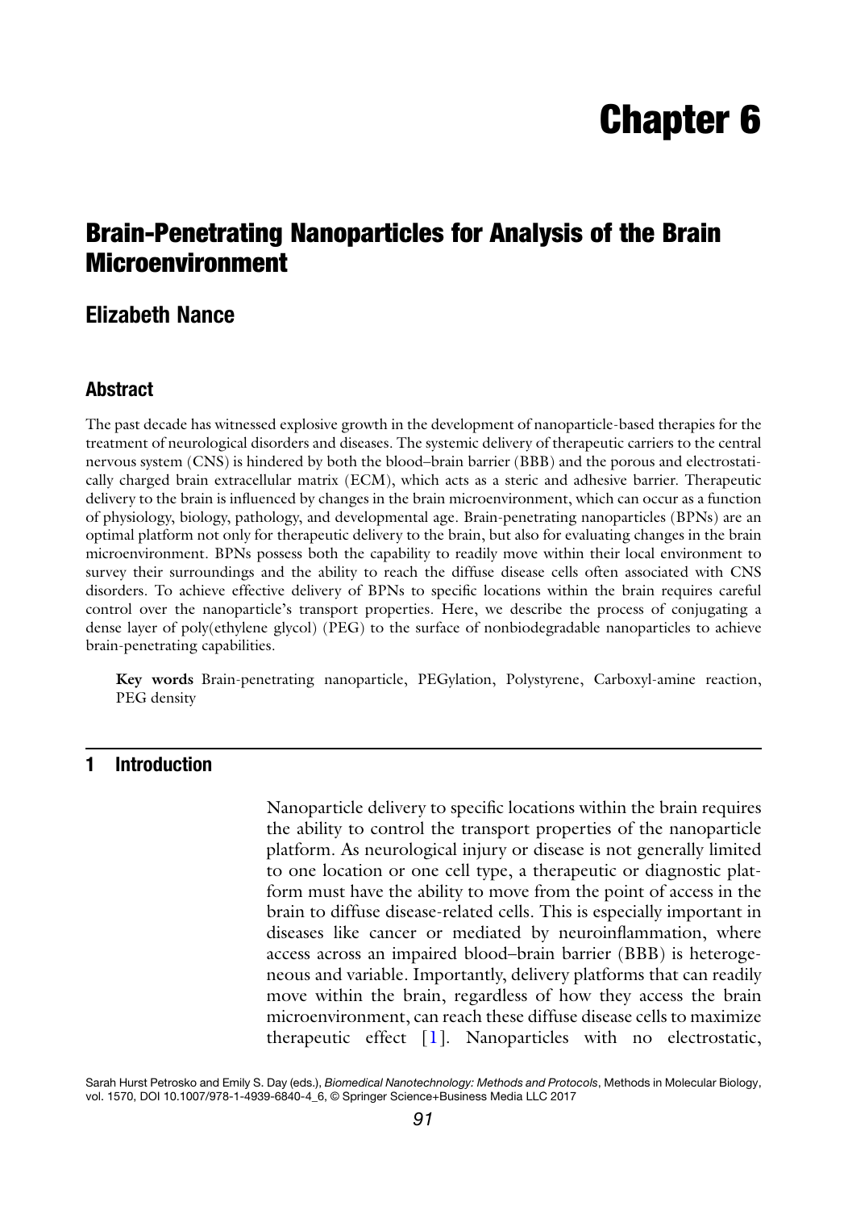# Chapter 6

## Brain-Penetrating Nanoparticles for Analysis of the Brain Microenvironment

### Elizabeth Nance

### Abstract

The past decade has witnessed explosive growth in the development of nanoparticle-based therapies for the treatment of neurological disorders and diseases. The systemic delivery of therapeutic carriers to the central nervous system (CNS) is hindered by both the blood–brain barrier (BBB) and the porous and electrostatically charged brain extracellular matrix (ECM), which acts as a steric and adhesive barrier. Therapeutic delivery to the brain is influenced by changes in the brain microenvironment, which can occur as a function of physiology, biology, pathology, and developmental age. Brain-penetrating nanoparticles (BPNs) are an optimal platform not only for therapeutic delivery to the brain, but also for evaluating changes in the brain microenvironment. BPNs possess both the capability to readily move within their local environment to survey their surroundings and the ability to reach the diffuse disease cells often associated with CNS disorders. To achieve effective delivery of BPNs to specific locations within the brain requires careful control over the nanoparticle's transport properties. Here, we describe the process of conjugating a dense layer of poly(ethylene glycol) (PEG) to the surface of nonbiodegradable nanoparticles to achieve brain-penetrating capabilities.

**Key words** Brain-penetrating nanoparticle, PEGylation, Polystyrene, Carboxyl-amine reaction, PEG density

## 1 Introduction

Nanoparticle delivery to specific locations within the brain requires the ability to control the transport properties of the nanoparticle platform. As neurological injury or disease is not generally limited to one location or one cell type, a therapeutic or diagnostic platform must have the ability to move from the point of access in the brain to diffuse disease-related cells. This is especially important in diseases like cancer or mediated by neuroinflammation, where access across an impaired blood–brain barrier (BBB) is heterogeneous and variable. Importantly, delivery platforms that can readily move within the brain, regardless of how they access the brain microenvironment, can reach these diffuse disease cells to maximize therapeutic effect [1]. Nanoparticles with no electrostatic,

Sarah Hurst Petrosko and Emily S. Day (eds.), *Biomedical Nanotechnology: Methods and Protocols*, Methods in Molecular Biology, vol. 1570, DOI 10.1007/978-1-4939-6840-4_6, © Springer Science+Business Media LLC 2017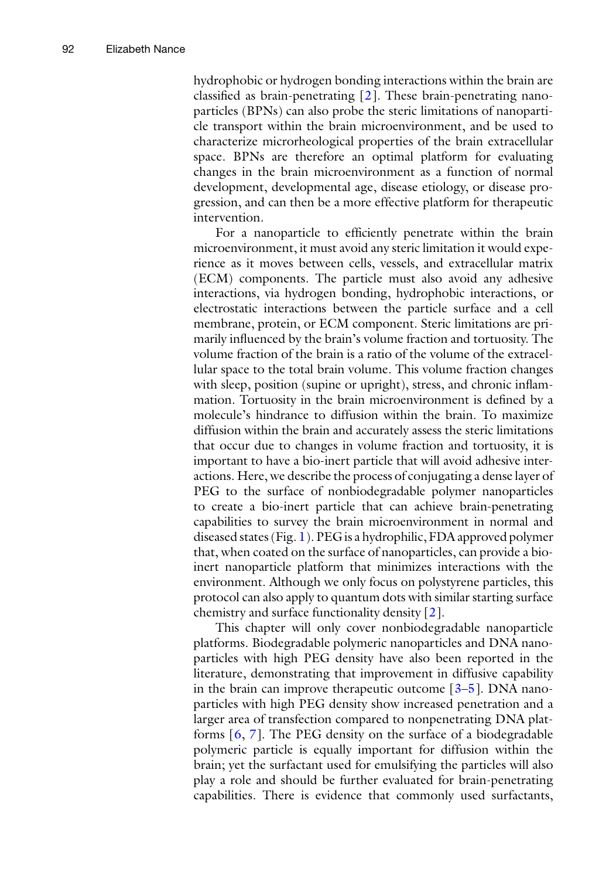hydrophobic or hydrogen bonding interactions within the brain are classified as brain-penetrating [2]. These brain-penetrating nanoparticles (BPNs) can also probe the steric limitations of nanoparticle transport within the brain microenvironment, and be used to characterize microrheological properties of the brain extracellular space. BPNs are therefore an optimal platform for evaluating changes in the brain microenvironment as a function of normal development, developmental age, disease etiology, or disease progression, and can then be a more effective platform for therapeutic intervention.

For a nanoparticle to efficiently penetrate within the brain microenvironment, it must avoid any steric limitation it would experience as it moves between cells, vessels, and extracellular matrix (ECM) components. The particle must also avoid any adhesive interactions, via hydrogen bonding, hydrophobic interactions, or electrostatic interactions between the particle surface and a cell membrane, protein, or ECM component. Steric limitations are primarily influenced by the brain's volume fraction and tortuosity. The volume fraction of the brain is a ratio of the volume of the extracellular space to the total brain volume. This volume fraction changes with sleep, position (supine or upright), stress, and chronic inflammation. Tortuosity in the brain microenvironment is defined by a molecule's hindrance to diffusion within the brain. To maximize diffusion within the brain and accurately assess the steric limitations that occur due to changes in volume fraction and tortuosity, it is important to have a bio-inert particle that will avoid adhesive interactions. Here, we describe the process of conjugating a dense layer of PEG to the surface of nonbiodegradable polymer nanoparticles to create a bio-inert particle that can achieve brain-penetrating capabilities to survey the brain microenvironment in normal and diseased states (Fig. 1). PEG is a hydrophilic, FDA approved polymer that, when coated on the surface of nanoparticles, can provide a bio-inert nanoparticle platform that minimizes interactions with the environment. Although we only focus on polystyrene particles, this protocol can also apply to quantum dots with similar starting surface chemistry and surface functionality density [2].

This chapter will only cover nonbiodegradable nanoparticle platforms. Biodegradable polymeric nanoparticles and DNA nanoparticles with high PEG density have also been reported in the literature, demonstrating that improvement in diffusive capability in the brain can improve therapeutic outcome [3–5]. DNA nanoparticles with high PEG density show increased penetration and a larger area of transfection compared to nonpenetrating DNA platforms [6, 7]. The PEG density on the surface of a biodegradable polymeric particle is equally important for diffusion within the brain; yet the surfactant used for emulsifying the particles will also play a role and should be further evaluated for brain-penetrating capabilities. There is evidence that commonly used surfactants,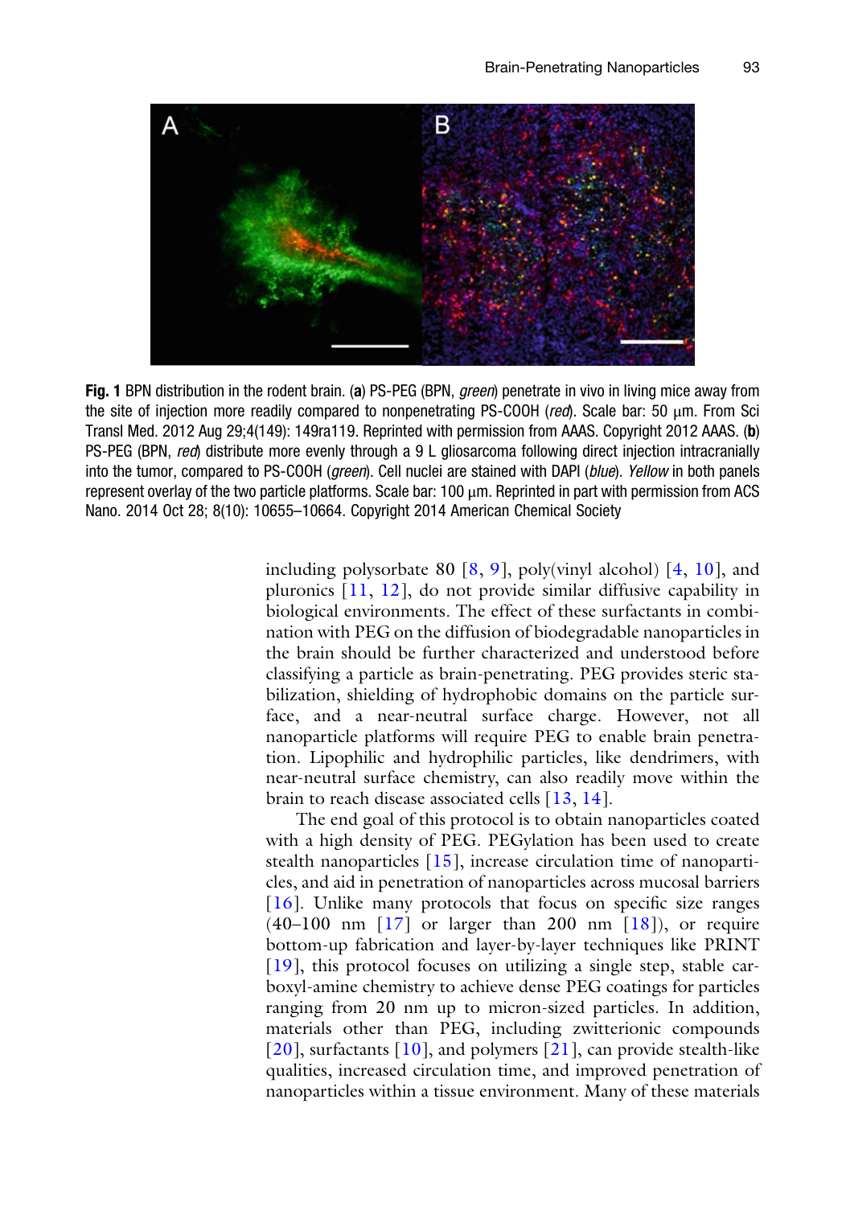**Fig. 1** BPN distribution in the rodent brain. (**a**) PS-PEG (BPN, *green*) penetrate in vivo in living mice away from the site of injection more readily compared to nonpenetrating PS-COOH (*red*). Scale bar: 50 μm. From Sci Transl Med. 2012 Aug 29;4(149): 149ra119. Reprinted with permission from AAAS. Copyright 2012 AAAS. (**b**) PS-PEG (BPN, *red*) distribute more evenly through a 9 L gliosarcoma following direct injection intracranially into the tumor, compared to PS-COOH (*green*). Cell nuclei are stained with DAPI (*blue*). *Yellow* in both panels represent overlay of the two particle platforms. Scale bar: 100 μm. Reprinted in part with permission from ACS Nano. 2014 Oct 28; 8(10): 10655–10664. Copyright 2014 American Chemical Society

including polysorbate 80 [8, 9], poly(vinyl alcohol) [4, 10], and pluronics [11, 12], do not provide similar diffusive capability in biological environments. The effect of these surfactants in combination with PEG on the diffusion of biodegradable nanoparticles in the brain should be further characterized and understood before classifying a particle as brain-penetrating. PEG provides steric stabilization, shielding of hydrophobic domains on the particle surface, and a near-neutral surface charge. However, not all nanoparticle platforms will require PEG to enable brain penetration. Lipophilic and hydrophilic particles, like dendrimers, with near-neutral surface chemistry, can also readily move within the brain to reach disease associated cells [13, 14].

The end goal of this protocol is to obtain nanoparticles coated with a high density of PEG. PEGylation has been used to create stealth nanoparticles [15], increase circulation time of nanoparticles, and aid in penetration of nanoparticles across mucosal barriers [16]. Unlike many protocols that focus on specific size ranges (40–100 nm [17] or larger than 200 nm [18]), or require bottom-up fabrication and layer-by-layer techniques like PRINT [19], this protocol focuses on utilizing a single step, stable carboxyl-amine chemistry to achieve dense PEG coatings for particles ranging from 20 nm up to micron-sized particles. In addition, materials other than PEG, including zwitterionic compounds [20], surfactants [10], and polymers [21], can provide stealth-like qualities, increased circulation time, and improved penetration of nanoparticles within a tissue environment. Many of these materials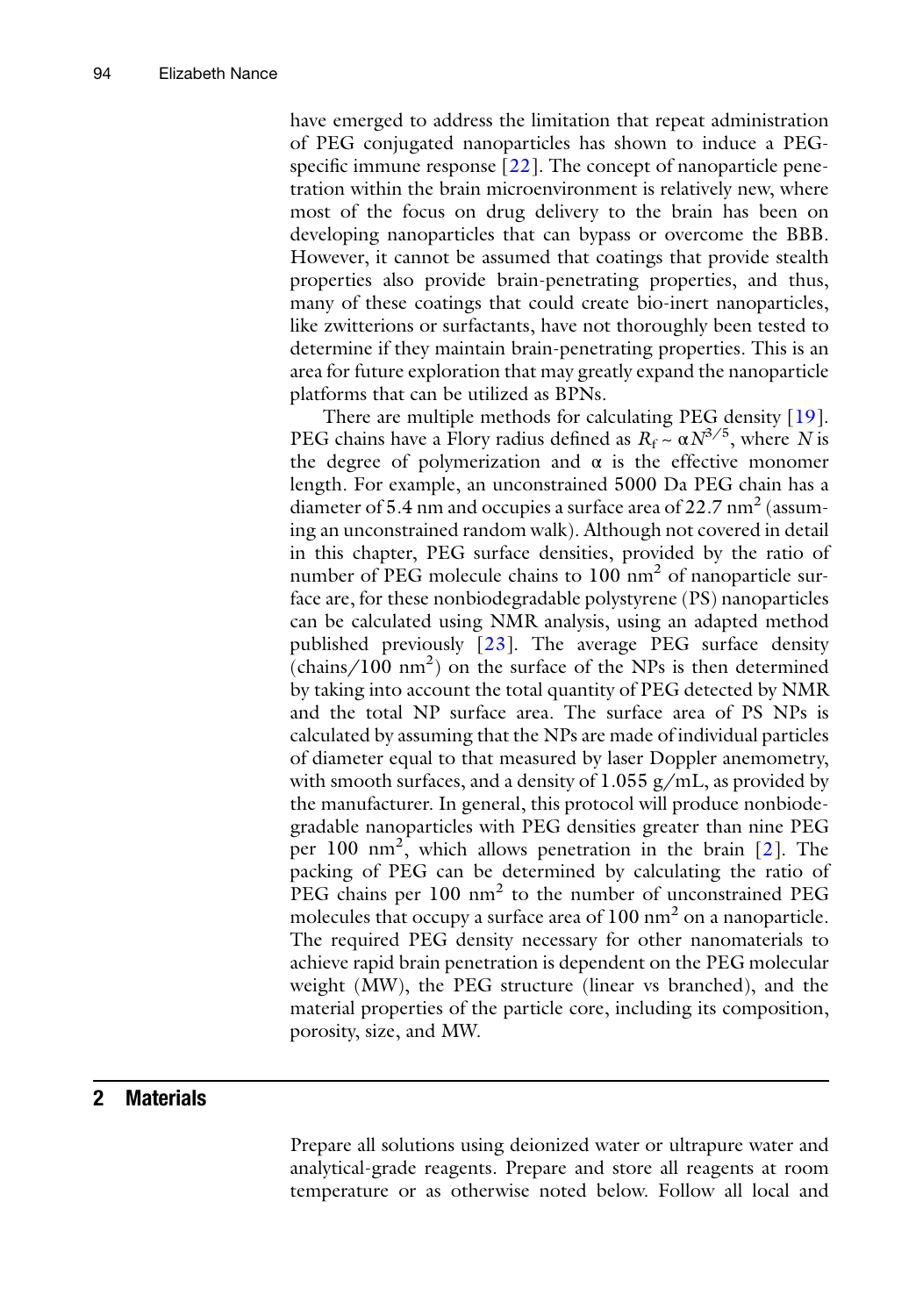have emerged to address the limitation that repeat administration of PEG conjugated nanoparticles has shown to induce a PEG-specific immune response [22]. The concept of nanoparticle penetration within the brain microenvironment is relatively new, where most of the focus on drug delivery to the brain has been on developing nanoparticles that can bypass or overcome the BBB. However, it cannot be assumed that coatings that provide stealth properties also provide brain-penetrating properties, and thus, many of these coatings that could create bio-inert nanoparticles, like zwitterions or surfactants, have not thoroughly been tested to determine if they maintain brain-penetrating properties. This is an area for future exploration that may greatly expand the nanoparticle platforms that can be utilized as BPNs.

There are multiple methods for calculating PEG density [19]. PEG chains have a Flory radius defined as $R_f \sim \alpha N^{3/5}$, where $N$ is the degree of polymerization and $\alpha$ is the effective monomer length. For example, an unconstrained 5000 Da PEG chain has a diameter of 5.4 nm and occupies a surface area of 22.7 $nm^2$ (assuming an unconstrained random walk). Although not covered in detail in this chapter, PEG surface densities, provided by the ratio of number of PEG molecule chains to 100 $nm^2$ of nanoparticle surface are, for these nonbiodegradable polystyrene (PS) nanoparticles can be calculated using NMR analysis, using an adapted method published previously [23]. The average PEG surface density (chains/100 $nm^2$) on the surface of the NPs is then determined by taking into account the total quantity of PEG detected by NMR and the total NP surface area. The surface area of PS NPs is calculated by assuming that the NPs are made of individual particles of diameter equal to that measured by laser Doppler anemometry, with smooth surfaces, and a density of 1.055 g/mL, as provided by the manufacturer. In general, this protocol will produce nonbiodegradable nanoparticles with PEG densities greater than nine PEG per 100 $nm^2$, which allows penetration in the brain [2]. The packing of PEG can be determined by calculating the ratio of PEG chains per 100 $nm^2$ to the number of unconstrained PEG molecules that occupy a surface area of 100 $nm^2$ on a nanoparticle. The required PEG density necessary for other nanomaterials to achieve rapid brain penetration is dependent on the PEG molecular weight (MW), the PEG structure (linear vs branched), and the material properties of the particle core, including its composition, porosity, size, and MW.

## 2 Materials

Prepare all solutions using deionized water or ultrapure water and analytical-grade reagents. Prepare and store all reagents at room temperature or as otherwise noted below. Follow all local and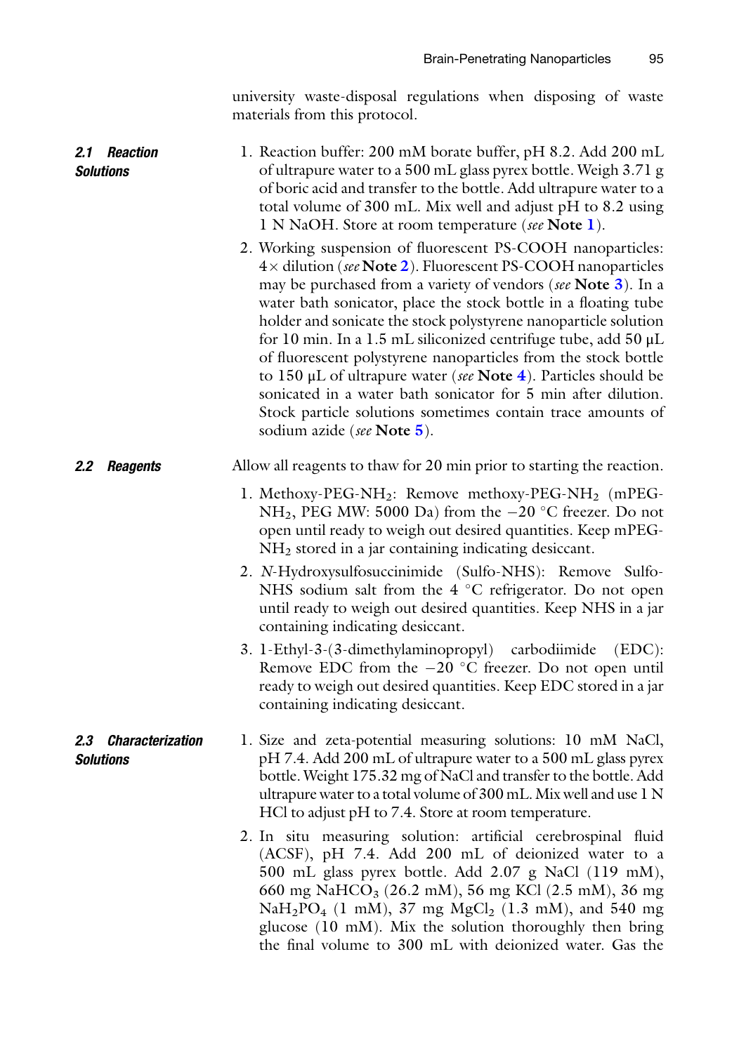university waste-disposal regulations when disposing of waste materials from this protocol.

### 2.1 Reaction Solutions

1. Reaction buffer: 200 mM borate buffer, pH 8.2. Add 200 mL of ultrapure water to a 500 mL glass pyrex bottle. Weigh 3.71 g of boric acid and transfer to the bottle. Add ultrapure water to a total volume of 300 mL. Mix well and adjust pH to 8.2 using 1 N NaOH. Store at room temperature (*see* **Note 1**).
2. Working suspension of fluorescent PS-COOH nanoparticles: 4× dilution (*see* **Note 2**). Fluorescent PS-COOH nanoparticles may be purchased from a variety of vendors (*see* **Note 3**). In a water bath sonicator, place the stock bottle in a floating tube holder and sonicate the stock polystyrene nanoparticle solution for 10 min. In a 1.5 mL siliconized centrifuge tube, add 50 μL of fluorescent polystyrene nanoparticles from the stock bottle to 150 μL of ultrapure water (*see* **Note 4**). Particles should be sonicated in a water bath sonicator for 5 min after dilution. Stock particle solutions sometimes contain trace amounts of sodium azide (*see* **Note 5**).

### 2.2 Reagents

Allow all reagents to thaw for 20 min prior to starting the reaction.

1. Methoxy-PEG-$NH_2$: Remove methoxy-PEG-$NH_2$ (mPEG-$NH_2$, PEG MW: 5000 Da) from the −20 °C freezer. Do not open until ready to weigh out desired quantities. Keep mPEG-$NH_2$ stored in a jar containing indicating desiccant.
2. *N*-Hydroxysulfosuccinimide (Sulfo-NHS): Remove Sulfo-NHS sodium salt from the 4 °C refrigerator. Do not open until ready to weigh out desired quantities. Keep NHS in a jar containing indicating desiccant.
3. 1-Ethyl-3-(3-dimethylaminopropyl) carbodiimide (EDC): Remove EDC from the −20 °C freezer. Do not open until ready to weigh out desired quantities. Keep EDC stored in a jar containing indicating desiccant.

### 2.3 Characterization Solutions

1. Size and zeta-potential measuring solutions: 10 mM NaCl, pH 7.4. Add 200 mL of ultrapure water to a 500 mL glass pyrex bottle. Weight 175.32 mg of NaCl and transfer to the bottle. Add ultrapure water to a total volume of 300 mL. Mix well and use 1 N HCl to adjust pH to 7.4. Store at room temperature.
2. In situ measuring solution: artificial cerebrospinal fluid (ACSF), pH 7.4. Add 200 mL of deionized water to a 500 mL glass pyrex bottle. Add 2.07 g NaCl (119 mM), 660 mg $NaHCO_3$ (26.2 mM), 56 mg KCl (2.5 mM), 36 mg $NaH_2PO_4$ (1 mM), 37 mg $MgCl_2$ (1.3 mM), and 540 mg glucose (10 mM). Mix the solution thoroughly then bring the final volume to 300 mL with deionized water. Gas the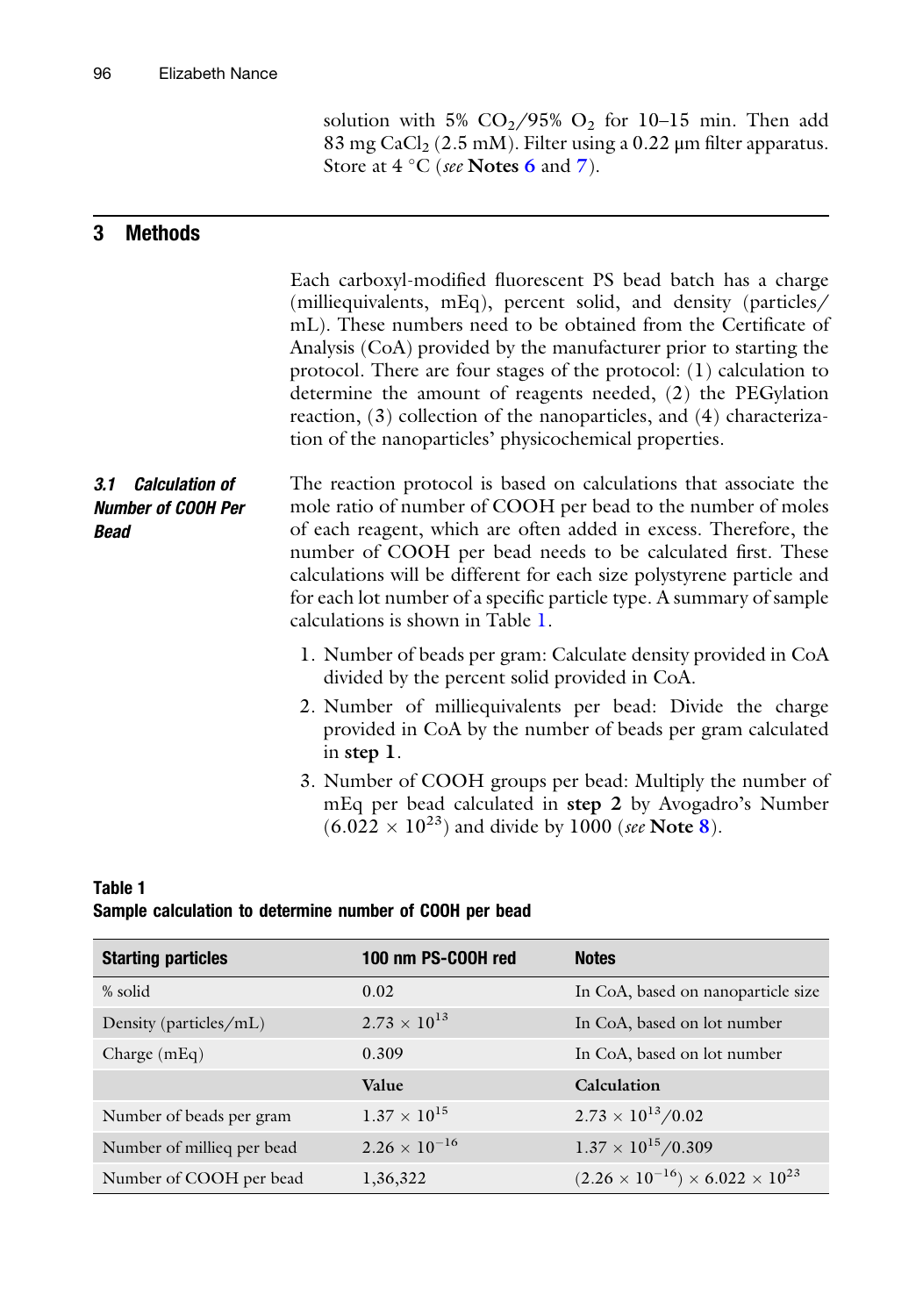solution with 5% $CO_2$/95% $O_2$ for 10–15 min. Then add 83 mg $CaCl_2$ (2.5 mM). Filter using a 0.22 μm filter apparatus. Store at 4 °C (*see* **Notes 6** and **7**).

## 3 Methods

Each carboxyl-modified fluorescent PS bead batch has a charge (milliequivalents, mEq), percent solid, and density (particles/mL). These numbers need to be obtained from the Certificate of Analysis (CoA) provided by the manufacturer prior to starting the protocol. There are four stages of the protocol: (1) calculation to determine the amount of reagents needed, (2) the PEGylation reaction, (3) collection of the nanoparticles, and (4) characterization of the nanoparticles' physicochemical properties.

### 3.1 Calculation of Number of COOH Per Bead

The reaction protocol is based on calculations that associate the mole ratio of number of COOH per bead to the number of moles of each reagent, which are often added in excess. Therefore, the number of COOH per bead needs to be calculated first. These calculations will be different for each size polystyrene particle and for each lot number of a specific particle type. A summary of sample calculations is shown in Table 1.

1. Number of beads per gram: Calculate density provided in CoA divided by the percent solid provided in CoA.
2. Number of milliequivalents per bead: Divide the charge provided in CoA by the number of beads per gram calculated in **step 1**.
3. Number of COOH groups per bead: Multiply the number of mEq per bead calculated in **step 2** by Avogadro's Number ($6.022 \times 10^{23}$) and divide by 1000 (*see* **Note 8**).

**Table 1**
**Sample calculation to determine number of COOH per bead**

| Starting particles | 100 nm PS-COOH red | Notes |
|---|---|---|
| % solid | 0.02 | In CoA, based on nanoparticle size |
| Density (particles/mL) | $2.73 \times 10^{13}$ | In CoA, based on lot number |
| Charge (mEq) | 0.309 | In CoA, based on lot number |
| | **Value** | **Calculation** |
| Number of beads per gram | $1.37 \times 10^{15}$ | $2.73 \times 10^{13}/0.02$ |
| Number of millieq per bead | $2.26 \times 10^{-16}$ | $1.37 \times 10^{15}/0.309$ |
| Number of COOH per bead | 1,36,322 | $(2.26 \times 10^{-16}) \times 6.022 \times 10^{23}$ |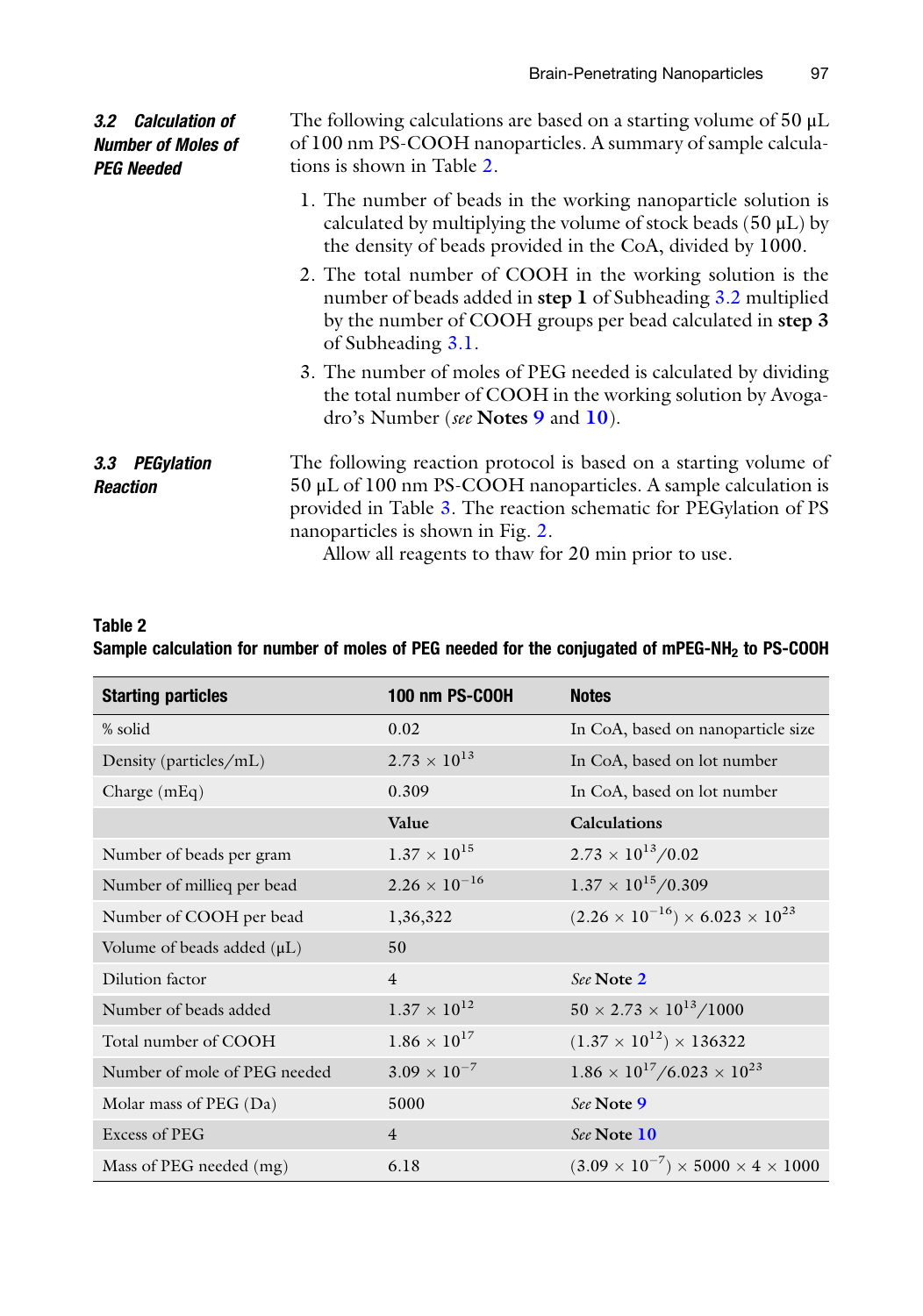### 3.2 Calculation of Number of Moles of PEG Needed

The following calculations are based on a starting volume of 50 μL of 100 nm PS-COOH nanoparticles. A summary of sample calculations is shown in Table 2.

1. The number of beads in the working nanoparticle solution is calculated by multiplying the volume of stock beads (50 μL) by the density of beads provided in the CoA, divided by 1000.
2. The total number of COOH in the working solution is the number of beads added in **step 1** of Subheading 3.2 multiplied by the number of COOH groups per bead calculated in **step 3** of Subheading 3.1.
3. The number of moles of PEG needed is calculated by dividing the total number of COOH in the working solution by Avogadro's Number (*see* **Notes 9** and **10**).

### 3.3 PEGylation Reaction

The following reaction protocol is based on a starting volume of 50 μL of 100 nm PS-COOH nanoparticles. A sample calculation is provided in Table 3. The reaction schematic for PEGylation of PS nanoparticles is shown in Fig. 2.

Allow all reagents to thaw for 20 min prior to use.

**Table 2**
**Sample calculation for number of moles of PEG needed for the conjugated of mPEG-$NH_2$ to PS-COOH**

| Starting particles | 100 nm PS-COOH | Notes |
|---|---|---|
| % solid | 0.02 | In CoA, based on nanoparticle size |
| Density (particles/mL) | $2.73 \times 10^{13}$ | In CoA, based on lot number |
| Charge (mEq) | 0.309 | In CoA, based on lot number |
| | **Value** | **Calculations** |
| Number of beads per gram | $1.37 \times 10^{15}$ | $2.73 \times 10^{13}/0.02$ |
| Number of millieq per bead | $2.26 \times 10^{-16}$ | $1.37 \times 10^{15}/0.309$ |
| Number of COOH per bead | 1,36,322 | $(2.26 \times 10^{-16}) \times 6.023 \times 10^{23}$ |
| Volume of beads added (μL) | 50 | |
| Dilution factor | 4 | *See* **Note 2** |
| Number of beads added | $1.37 \times 10^{12}$ | $50 \times 2.73 \times 10^{13}/1000$ |
| Total number of COOH | $1.86 \times 10^{17}$ | $(1.37 \times 10^{12}) \times 136322$ |
| Number of mole of PEG needed | $3.09 \times 10^{-7}$ | $1.86 \times 10^{17}/6.023 \times 10^{23}$ |
| Molar mass of PEG (Da) | 5000 | *See* **Note 9** |
| Excess of PEG | 4 | *See* **Note 10** |
| Mass of PEG needed (mg) | 6.18 | $(3.09 \times 10^{-7}) \times 5000 \times 4 \times 1000$ |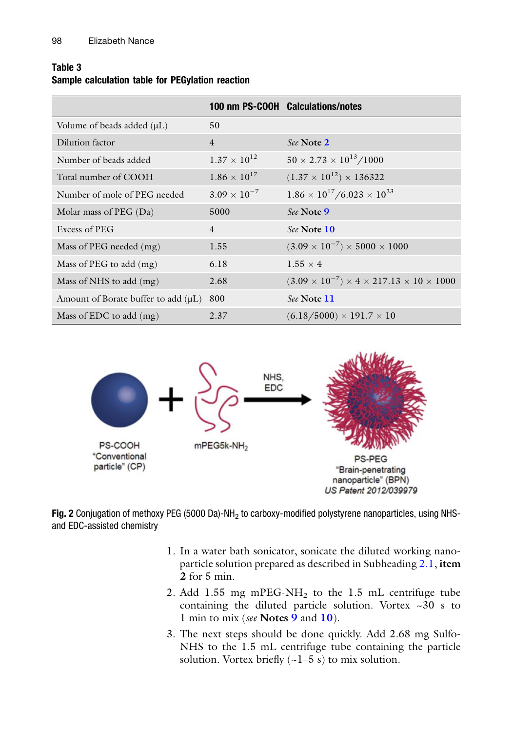**Table 3**
**Sample calculation table for PEGylation reaction**

| | 100 nm PS-COOH | Calculations/notes |
|---|---|---|
| Volume of beads added (μL) | 50 | |
| Dilution factor | 4 | *See* Note 2 |
| Number of beads added | $1.37 \times 10^{12}$ | $50 \times 2.73 \times 10^{13}/1000$ |
| Total number of COOH | $1.86 \times 10^{17}$ | $(1.37 \times 10^{12}) \times 136322$ |
| Number of mole of PEG needed | $3.09 \times 10^{-7}$ | $1.86 \times 10^{17}/6.023 \times 10^{23}$ |
| Molar mass of PEG (Da) | 5000 | *See* Note 9 |
| Excess of PEG | 4 | *See* Note 10 |
| Mass of PEG needed (mg) | 1.55 | $(3.09 \times 10^{-7}) \times 5000 \times 1000$ |
| Mass of PEG to add (mg) | 6.18 | $1.55 \times 4$ |
| Mass of NHS to add (mg) | 2.68 | $(3.09 \times 10^{-7}) \times 4 \times 217.13 \times 10 \times 1000$ |
| Amount of Borate buffer to add (μL) | 800 | *See* Note 11 |
| Mass of EDC to add (mg) | 2.37 | $(6.18/5000) \times 191.7 \times 10$ |

**Fig. 2** Conjugation of methoxy PEG (5000 Da)-$NH_2$ to carboxy-modified polystyrene nanoparticles, using NHS- and EDC-assisted chemistry

1. In a water bath sonicator, sonicate the diluted working nanoparticle solution prepared as described in Subheading 2.1, **item 2** for 5 min.
2. Add 1.55 mg mPEG-$NH_2$ to the 1.5 mL centrifuge tube containing the diluted particle solution. Vortex ~30 s to 1 min to mix (*see* **Notes** 9 and 10).
3. The next steps should be done quickly. Add 2.68 mg Sulfo-NHS to the 1.5 mL centrifuge tube containing the particle solution. Vortex briefly (~1–5 s) to mix solution.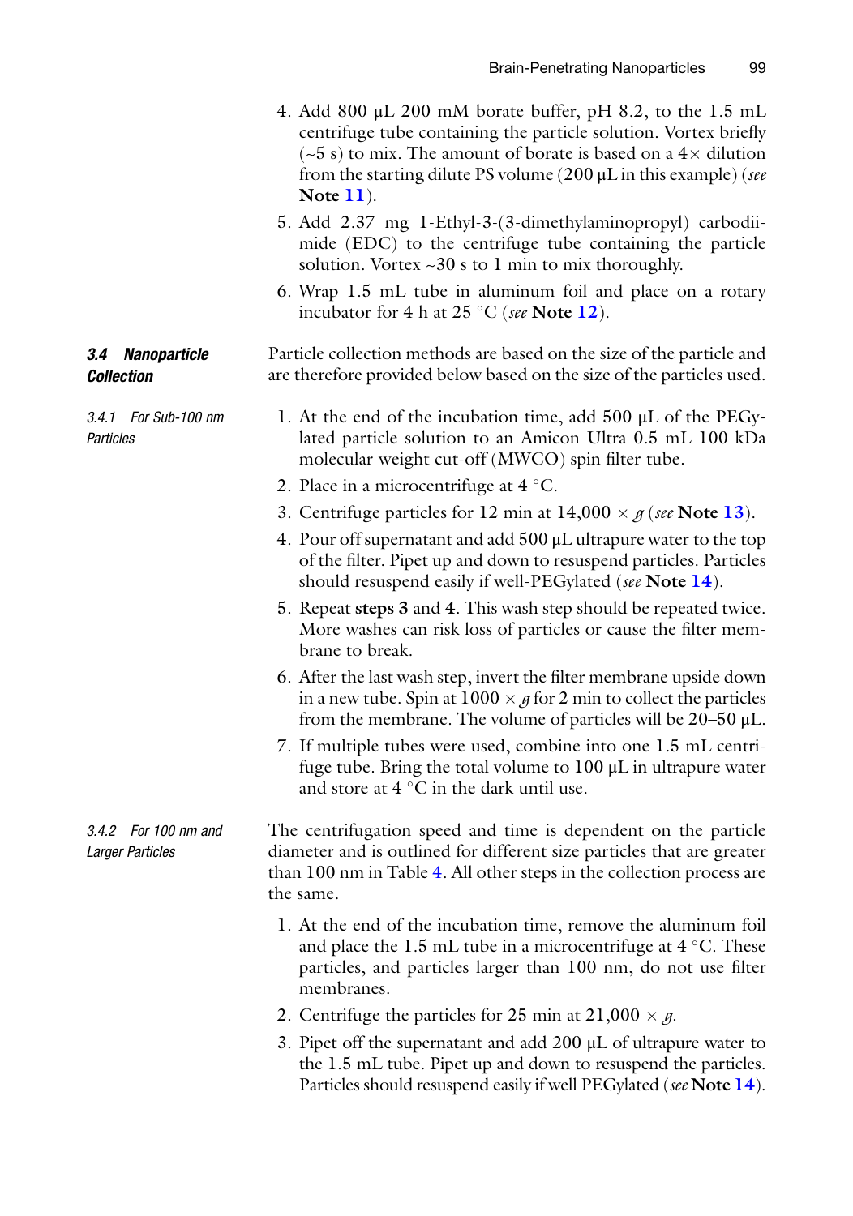4. Add 800 μL 200 mM borate buffer, pH 8.2, to the 1.5 mL centrifuge tube containing the particle solution. Vortex briefly (~5 s) to mix. The amount of borate is based on a 4× dilution from the starting dilute PS volume (200 μL in this example) (*see* **Note 11**).
5. Add 2.37 mg 1-Ethyl-3-(3-dimethylaminopropyl) carbodiimide (EDC) to the centrifuge tube containing the particle solution. Vortex ~30 s to 1 min to mix thoroughly.
6. Wrap 1.5 mL tube in aluminum foil and place on a rotary incubator for 4 h at 25 °C (*see* **Note 12**).

### 3.4 Nanoparticle Collection

Particle collection methods are based on the size of the particle and are therefore provided below based on the size of the particles used.

#### 3.4.1 For Sub-100 nm Particles

1. At the end of the incubation time, add 500 μL of the PEGylated particle solution to an Amicon Ultra 0.5 mL 100 kDa molecular weight cut-off (MWCO) spin filter tube.
2. Place in a microcentrifuge at 4 °C.
3. Centrifuge particles for 12 min at 14,000 × *g* (*see* **Note 13**).
4. Pour off supernatant and add 500 μL ultrapure water to the top of the filter. Pipet up and down to resuspend particles. Particles should resuspend easily if well-PEGylated (*see* **Note 14**).
5. Repeat **steps 3** and **4**. This wash step should be repeated twice. More washes can risk loss of particles or cause the filter membrane to break.
6. After the last wash step, invert the filter membrane upside down in a new tube. Spin at 1000 × *g* for 2 min to collect the particles from the membrane. The volume of particles will be 20–50 μL.
7. If multiple tubes were used, combine into one 1.5 mL centrifuge tube. Bring the total volume to 100 μL in ultrapure water and store at 4 °C in the dark until use.

#### 3.4.2 For 100 nm and Larger Particles

The centrifugation speed and time is dependent on the particle diameter and is outlined for different size particles that are greater than 100 nm in Table 4. All other steps in the collection process are the same.

1. At the end of the incubation time, remove the aluminum foil and place the 1.5 mL tube in a microcentrifuge at 4 °C. These particles, and particles larger than 100 nm, do not use filter membranes.
2. Centrifuge the particles for 25 min at 21,000 × *g*.
3. Pipet off the supernatant and add 200 μL of ultrapure water to the 1.5 mL tube. Pipet up and down to resuspend the particles. Particles should resuspend easily if well PEGylated (*see* **Note 14**).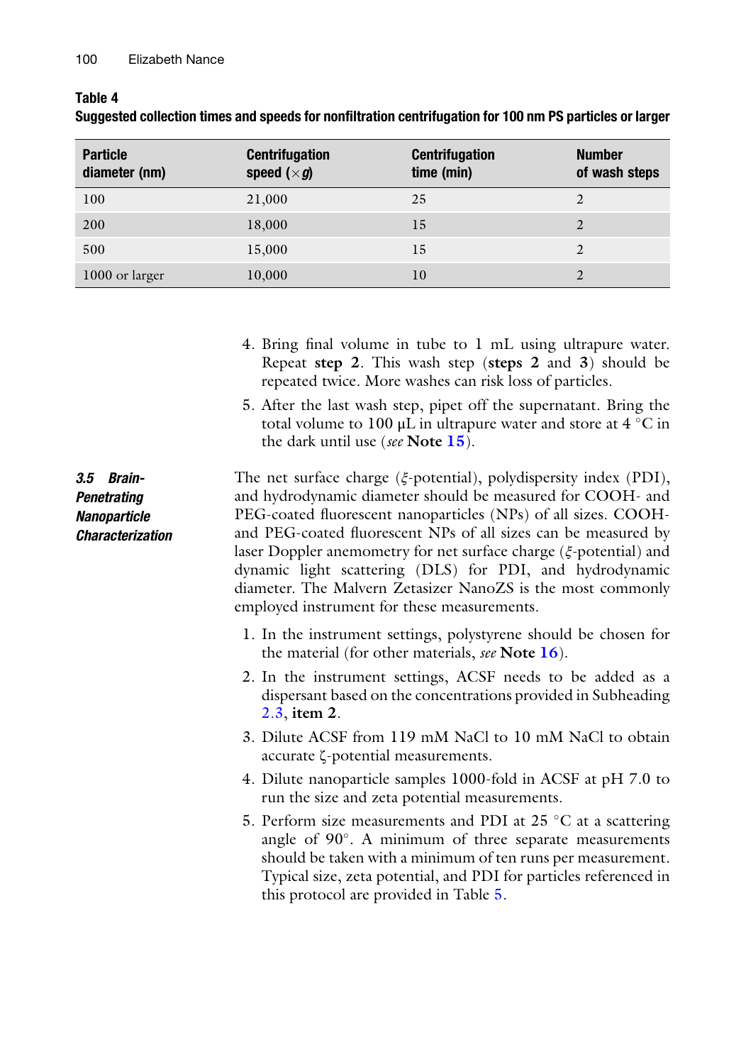**Table 4**
**Suggested collection times and speeds for nonfiltration centrifugation for 100 nm PS particles or larger**

| Particle diameter (nm) | Centrifugation speed ($\times g$) | Centrifugation time (min) | Number of wash steps |
|---|---|---|---|
| 100 | 21,000 | 25 | 2 |
| 200 | 18,000 | 15 | 2 |
| 500 | 15,000 | 15 | 2 |
| 1000 or larger | 10,000 | 10 | 2 |

4. Bring final volume in tube to 1 mL using ultrapure water. Repeat **step 2**. This wash step (**steps 2** and **3**) should be repeated twice. More washes can risk loss of particles.
5. After the last wash step, pipet off the supernatant. Bring the total volume to 100 μL in ultrapure water and store at 4 °C in the dark until use (*see* **Note 15**).

### *3.5 Brain-Penetrating Nanoparticle Characterization*

The net surface charge ($\xi$-potential), polydispersity index (PDI), and hydrodynamic diameter should be measured for COOH- and PEG-coated fluorescent nanoparticles (NPs) of all sizes. COOH- and PEG-coated fluorescent NPs of all sizes can be measured by laser Doppler anemometry for net surface charge ($\xi$-potential) and dynamic light scattering (DLS) for PDI, and hydrodynamic diameter. The Malvern Zetasizer NanoZS is the most commonly employed instrument for these measurements.

1. In the instrument settings, polystyrene should be chosen for the material (for other materials, *see* **Note 16**).
2. In the instrument settings, ACSF needs to be added as a dispersant based on the concentrations provided in Subheading 2.3, **item 2**.
3. Dilute ACSF from 119 mM NaCl to 10 mM NaCl to obtain accurate $\zeta$-potential measurements.
4. Dilute nanoparticle samples 1000-fold in ACSF at pH 7.0 to run the size and zeta potential measurements.
5. Perform size measurements and PDI at 25 °C at a scattering angle of 90°. A minimum of three separate measurements should be taken with a minimum of ten runs per measurement. Typical size, zeta potential, and PDI for particles referenced in this protocol are provided in Table 5.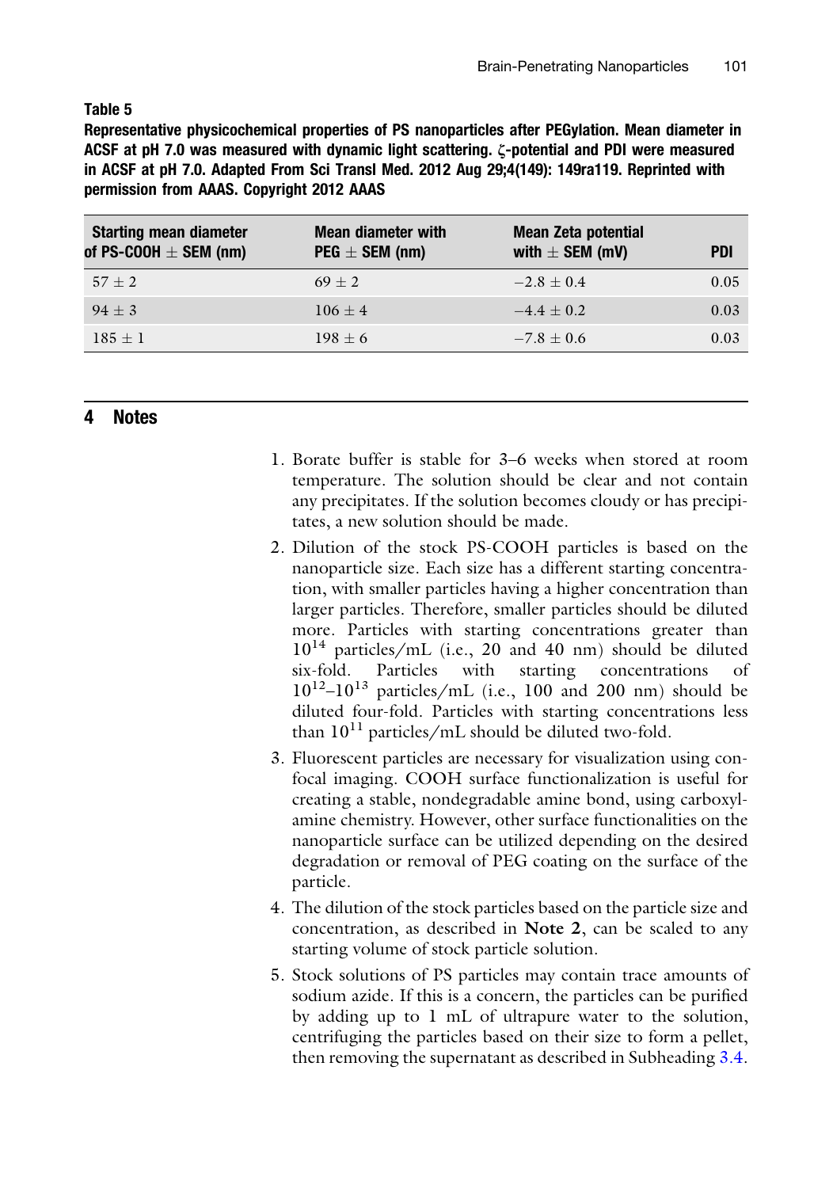**Table 5**

**Representative physicochemical properties of PS nanoparticles after PEGylation. Mean diameter in ACSF at pH 7.0 was measured with dynamic light scattering. ζ-potential and PDI were measured in ACSF at pH 7.0. Adapted From Sci Transl Med. 2012 Aug 29;4(149): 149ra119. Reprinted with permission from AAAS. Copyright 2012 AAAS**

| Starting mean diameter of PS-COOH ± SEM (nm) | Mean diameter with PEG ± SEM (nm) | Mean Zeta potential with ± SEM (mV) | PDI |
|---|---|---|---|
| $57 \pm 2$ | $69 \pm 2$ | $-2.8 \pm 0.4$ | 0.05 |
| $94 \pm 3$ | $106 \pm 4$ | $-4.4 \pm 0.2$ | 0.03 |
| $185 \pm 1$ | $198 \pm 6$ | $-7.8 \pm 0.6$ | 0.03 |

## 4 Notes

1. Borate buffer is stable for 3–6 weeks when stored at room temperature. The solution should be clear and not contain any precipitates. If the solution becomes cloudy or has precipitates, a new solution should be made.
2. Dilution of the stock PS-COOH particles is based on the nanoparticle size. Each size has a different starting concentration, with smaller particles having a higher concentration than larger particles. Therefore, smaller particles should be diluted more. Particles with starting concentrations greater than $10^{14}$ particles/mL (i.e., 20 and 40 nm) should be diluted six-fold. Particles with starting concentrations of $10^{12}$–$10^{13}$ particles/mL (i.e., 100 and 200 nm) should be diluted four-fold. Particles with starting concentrations less than $10^{11}$ particles/mL should be diluted two-fold.
3. Fluorescent particles are necessary for visualization using confocal imaging. COOH surface functionalization is useful for creating a stable, nondegradable amine bond, using carboxyl-amine chemistry. However, other surface functionalities on the nanoparticle surface can be utilized depending on the desired degradation or removal of PEG coating on the surface of the particle.
4. The dilution of the stock particles based on the particle size and concentration, as described in **Note 2**, can be scaled to any starting volume of stock particle solution.
5. Stock solutions of PS particles may contain trace amounts of sodium azide. If this is a concern, the particles can be purified by adding up to 1 mL of ultrapure water to the solution, centrifuging the particles based on their size to form a pellet, then removing the supernatant as described in Subheading 3.4.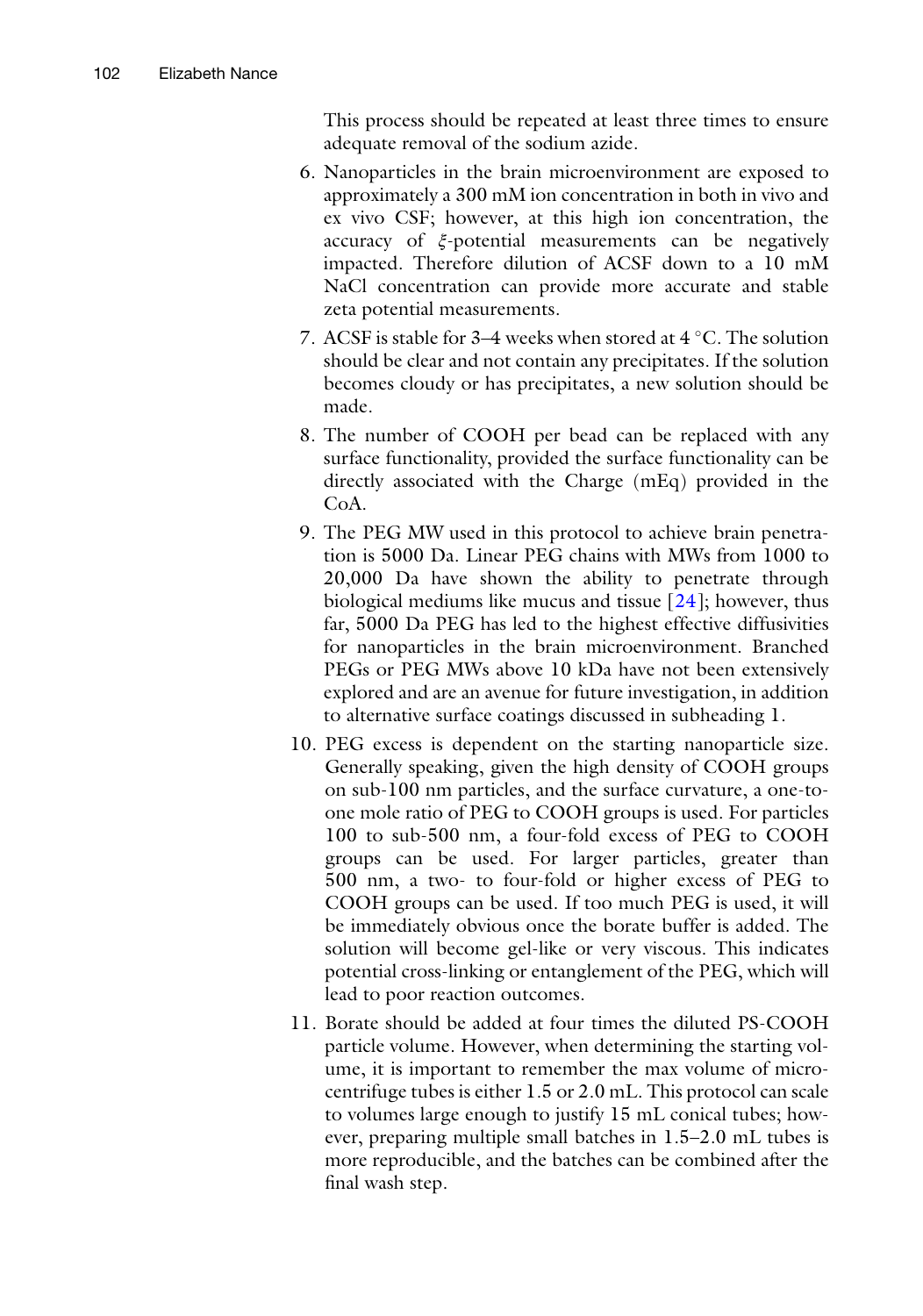This process should be repeated at least three times to ensure adequate removal of the sodium azide.

6. Nanoparticles in the brain microenvironment are exposed to approximately a 300 mM ion concentration in both in vivo and ex vivo CSF; however, at this high ion concentration, the accuracy of $\xi$-potential measurements can be negatively impacted. Therefore dilution of ACSF down to a 10 mM NaCl concentration can provide more accurate and stable zeta potential measurements.
7. ACSF is stable for 3–4 weeks when stored at 4 °C. The solution should be clear and not contain any precipitates. If the solution becomes cloudy or has precipitates, a new solution should be made.
8. The number of COOH per bead can be replaced with any surface functionality, provided the surface functionality can be directly associated with the Charge (mEq) provided in the CoA.
9. The PEG MW used in this protocol to achieve brain penetration is 5000 Da. Linear PEG chains with MWs from 1000 to 20,000 Da have shown the ability to penetrate through biological mediums like mucus and tissue [24]; however, thus far, 5000 Da PEG has led to the highest effective diffusivities for nanoparticles in the brain microenvironment. Branched PEGs or PEG MWs above 10 kDa have not been extensively explored and are an avenue for future investigation, in addition to alternative surface coatings discussed in subheading 1.
10. PEG excess is dependent on the starting nanoparticle size. Generally speaking, given the high density of COOH groups on sub-100 nm particles, and the surface curvature, a one-to-one mole ratio of PEG to COOH groups is used. For particles 100 to sub-500 nm, a four-fold excess of PEG to COOH groups can be used. For larger particles, greater than 500 nm, a two- to four-fold or higher excess of PEG to COOH groups can be used. If too much PEG is used, it will be immediately obvious once the borate buffer is added. The solution will become gel-like or very viscous. This indicates potential cross-linking or entanglement of the PEG, which will lead to poor reaction outcomes.
11. Borate should be added at four times the diluted PS-COOH particle volume. However, when determining the starting volume, it is important to remember the max volume of microcentrifuge tubes is either 1.5 or 2.0 mL. This protocol can scale to volumes large enough to justify 15 mL conical tubes; however, preparing multiple small batches in 1.5–2.0 mL tubes is more reproducible, and the batches can be combined after the final wash step.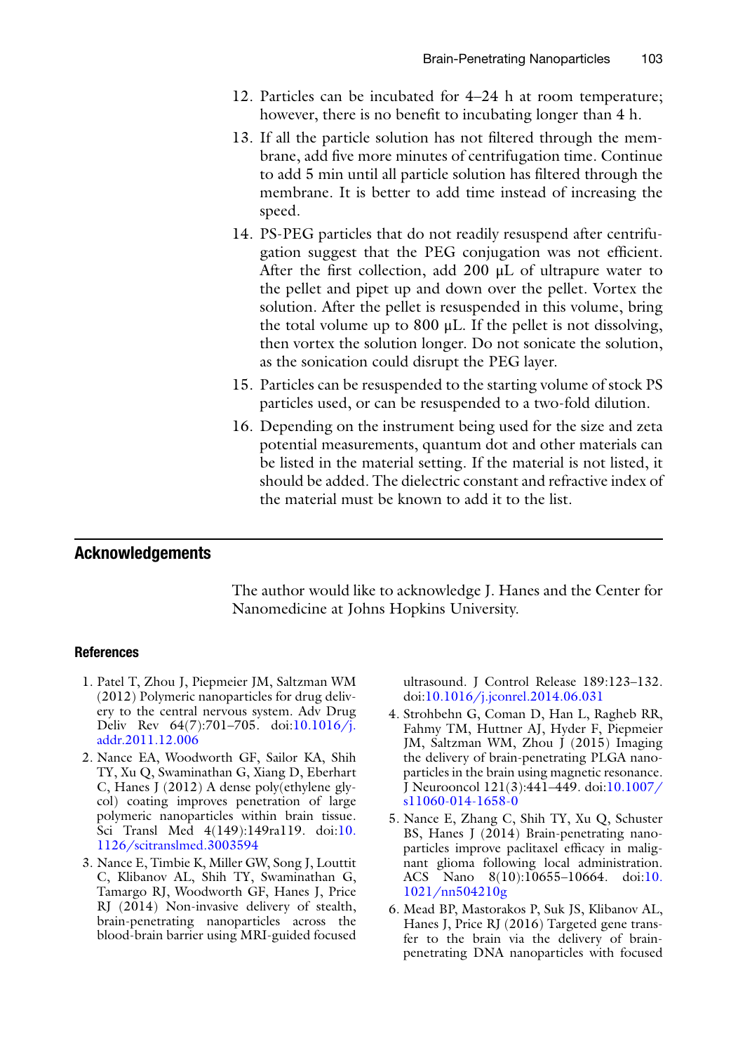12. Particles can be incubated for 4–24 h at room temperature; however, there is no benefit to incubating longer than 4 h.
13. If all the particle solution has not filtered through the membrane, add five more minutes of centrifugation time. Continue to add 5 min until all particle solution has filtered through the membrane. It is better to add time instead of increasing the speed.
14. PS-PEG particles that do not readily resuspend after centrifugation suggest that the PEG conjugation was not efficient. After the first collection, add 200 μL of ultrapure water to the pellet and pipet up and down over the pellet. Vortex the solution. After the pellet is resuspended in this volume, bring the total volume up to 800 μL. If the pellet is not dissolving, then vortex the solution longer. Do not sonicate the solution, as the sonication could disrupt the PEG layer.
15. Particles can be resuspended to the starting volume of stock PS particles used, or can be resuspended to a two-fold dilution.
16. Depending on the instrument being used for the size and zeta potential measurements, quantum dot and other materials can be listed in the material setting. If the material is not listed, it should be added. The dielectric constant and refractive index of the material must be known to add it to the list.

## Acknowledgements

The author would like to acknowledge J. Hanes and the Center for Nanomedicine at Johns Hopkins University.

### References

1. Patel T, Zhou J, Piepmeier JM, Saltzman WM (2012) Polymeric nanoparticles for drug delivery to the central nervous system. Adv Drug Deliv Rev 64(7):701–705. doi:10.1016/j.addr.2011.12.006
2. Nance EA, Woodworth GF, Sailor KA, Shih TY, Xu Q, Swaminathan G, Xiang D, Eberhart C, Hanes J (2012) A dense poly(ethylene glycol) coating improves penetration of large polymeric nanoparticles within brain tissue. Sci Transl Med 4(149):149ra119. doi:10.1126/scitranslmed.3003594
3. Nance E, Timbie K, Miller GW, Song J, Louttit C, Klibanov AL, Shih TY, Swaminathan G, Tamargo RJ, Woodworth GF, Hanes J, Price RJ (2014) Non-invasive delivery of stealth, brain-penetrating nanoparticles across the blood-brain barrier using MRI-guided focused ultrasound. J Control Release 189:123–132. doi:10.1016/j.jconrel.2014.06.031
4. Strohbehn G, Coman D, Han L, Ragheb RR, Fahmy TM, Huttner AJ, Hyder F, Piepmeier JM, Saltzman WM, Zhou J (2015) Imaging the delivery of brain-penetrating PLGA nanoparticles in the brain using magnetic resonance. J Neurooncol 121(3):441–449. doi:10.1007/s11060-014-1658-0
5. Nance E, Zhang C, Shih TY, Xu Q, Schuster BS, Hanes J (2014) Brain-penetrating nanoparticles improve paclitaxel efficacy in malignant glioma following local administration. ACS Nano 8(10):10655–10664. doi:10.1021/nn504210g
6. Mead BP, Mastorakos P, Suk JS, Klibanov AL, Hanes J, Price RJ (2016) Targeted gene transfer to the brain via the delivery of brain-penetrating DNA nanoparticles with focused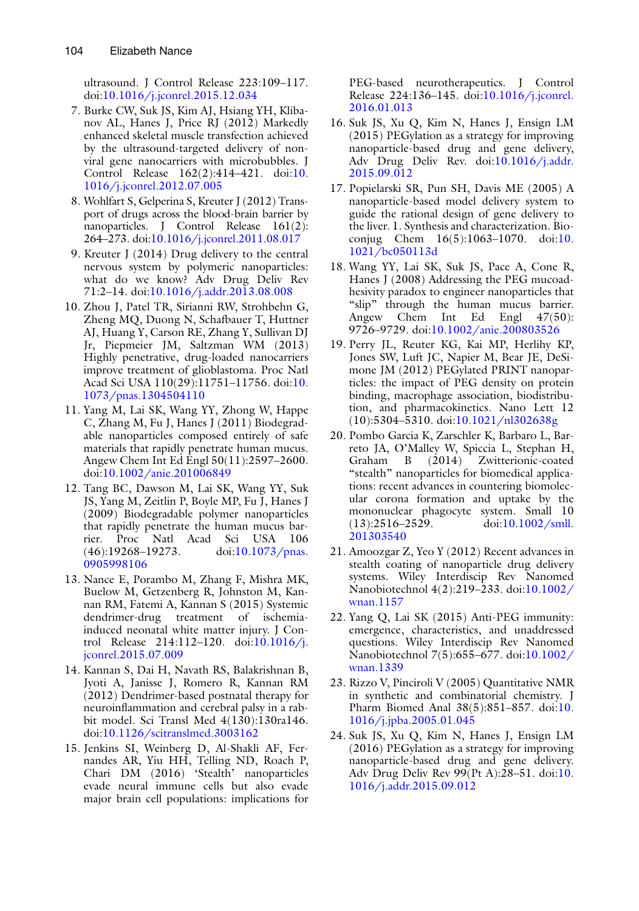ultrasound. J Control Release 223:109–117. doi:10.1016/j.jconrel.2015.12.034

7. Burke CW, Suk JS, Kim AJ, Hsiang YH, Klibanov AL, Hanes J, Price RJ (2012) Markedly enhanced skeletal muscle transfection achieved by the ultrasound-targeted delivery of non-viral gene nanocarriers with microbubbles. J Control Release 162(2):414–421. doi:10.1016/j.jconrel.2012.07.005
8. Wohlfart S, Gelperina S, Kreuter J (2012) Transport of drugs across the blood-brain barrier by nanoparticles. J Control Release 161(2): 264–273. doi:10.1016/j.jconrel.2011.08.017
9. Kreuter J (2014) Drug delivery to the central nervous system by polymeric nanoparticles: what do we know? Adv Drug Deliv Rev 71:2–14. doi:10.1016/j.addr.2013.08.008
10. Zhou J, Patel TR, Sirianni RW, Strohbehn G, Zheng MQ, Duong N, Schafbauer T, Huttner AJ, Huang Y, Carson RE, Zhang Y, Sullivan DJ Jr, Piepmeier JM, Saltzman WM (2013) Highly penetrative, drug-loaded nanocarriers improve treatment of glioblastoma. Proc Natl Acad Sci USA 110(29):11751–11756. doi:10.1073/pnas.1304504110
11. Yang M, Lai SK, Wang YY, Zhong W, Happe C, Zhang M, Fu J, Hanes J (2011) Biodegradable nanoparticles composed entirely of safe materials that rapidly penetrate human mucus. Angew Chem Int Ed Engl 50(11):2597–2600. doi:10.1002/anie.201006849
12. Tang BC, Dawson M, Lai SK, Wang YY, Suk JS, Yang M, Zeitlin P, Boyle MP, Fu J, Hanes J (2009) Biodegradable polymer nanoparticles that rapidly penetrate the human mucus barrier. Proc Natl Acad Sci USA 106 (46):19268–19273. doi:10.1073/pnas.0905998106
13. Nance E, Porambo M, Zhang F, Mishra MK, Buelow M, Getzenberg R, Johnston M, Kannan RM, Fatemi A, Kannan S (2015) Systemic dendrimer-drug treatment of ischemia-induced neonatal white matter injury. J Control Release 214:112–120. doi:10.1016/j.jconrel.2015.07.009
14. Kannan S, Dai H, Navath RS, Balakrishnan B, Jyoti A, Janisse J, Romero R, Kannan RM (2012) Dendrimer-based postnatal therapy for neuroinflammation and cerebral palsy in a rabbit model. Sci Transl Med 4(130):130ra146. doi:10.1126/scitranslmed.3003162
15. Jenkins SI, Weinberg D, Al-Shakli AF, Fernandes AR, Yiu HH, Telling ND, Roach P, Chari DM (2016) 'Stealth' nanoparticles evade neural immune cells but also evade major brain cell populations: implications for PEG-based neurotherapeutics. J Control Release 224:136–145. doi:10.1016/j.jconrel.2016.01.013
16. Suk JS, Xu Q, Kim N, Hanes J, Ensign LM (2015) PEGylation as a strategy for improving nanoparticle-based drug and gene delivery, Adv Drug Deliv Rev. doi:10.1016/j.addr.2015.09.012
17. Popielarski SR, Pun SH, Davis ME (2005) A nanoparticle-based model delivery system to guide the rational design of gene delivery to the liver. 1. Synthesis and characterization. Bioconjug Chem 16(5):1063–1070. doi:10.1021/bc050113d
18. Wang YY, Lai SK, Suk JS, Pace A, Cone R, Hanes J (2008) Addressing the PEG mucoadhesivity paradox to engineer nanoparticles that "slip" through the human mucus barrier. Angew Chem Int Ed Engl 47(50): 9726–9729. doi:10.1002/anie.200803526
19. Perry JL, Reuter KG, Kai MP, Herlihy KP, Jones SW, Luft JC, Napier M, Bear JE, DeSimone JM (2012) PEGylated PRINT nanoparticles: the impact of PEG density on protein binding, macrophage association, biodistribution, and pharmacokinetics. Nano Lett 12 (10):5304–5310. doi:10.1021/nl302638g
20. Pombo Garcia K, Zarschler K, Barbaro L, Barreto JA, O'Malley W, Spiccia L, Stephan H, Graham B (2014) Zwitterionic-coated "stealth" nanoparticles for biomedical applications: recent advances in countering biomolecular corona formation and uptake by the mononuclear phagocyte system. Small 10 (13):2516–2529. doi:10.1002/smll.201303540
21. Amoozgar Z, Yeo Y (2012) Recent advances in stealth coating of nanoparticle drug delivery systems. Wiley Interdiscip Rev Nanomed Nanobiotechnol 4(2):219–233. doi:10.1002/wnan.1157
22. Yang Q, Lai SK (2015) Anti-PEG immunity: emergence, characteristics, and unaddressed questions. Wiley Interdiscip Rev Nanomed Nanobiotechnol 7(5):655–677. doi:10.1002/wnan.1339
23. Rizzo V, Pinciroli V (2005) Quantitative NMR in synthetic and combinatorial chemistry. J Pharm Biomed Anal 38(5):851–857. doi:10.1016/j.jpba.2005.01.045
24. Suk JS, Xu Q, Kim N, Hanes J, Ensign LM (2016) PEGylation as a strategy for improving nanoparticle-based drug and gene delivery. Adv Drug Deliv Rev 99(Pt A):28–51. doi:10.1016/j.addr.2015.09.012